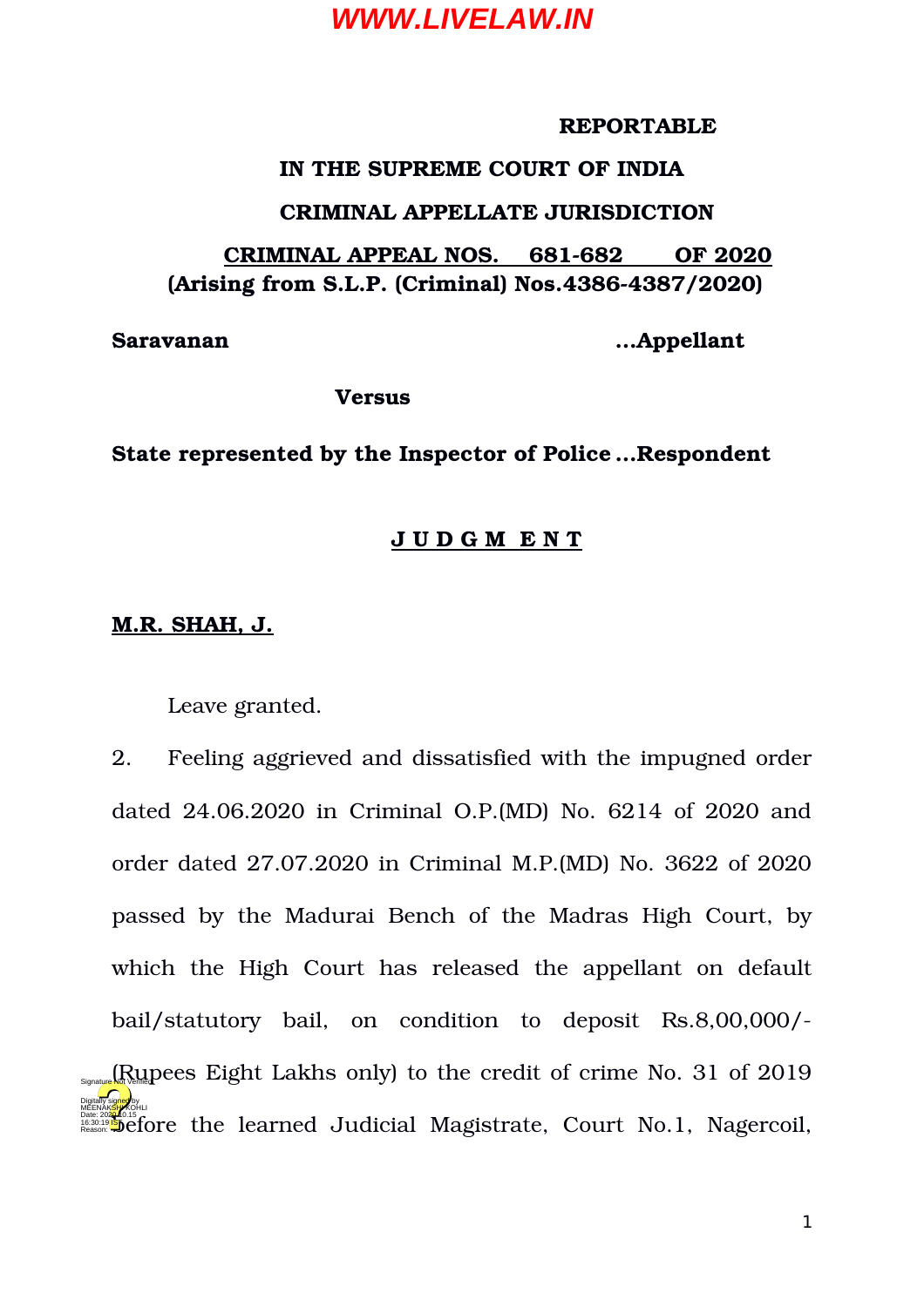**REPORTABLE**

**IN THE SUPREME COURT OF INDIA**

**CRIMINAL APPELLATE JURISDICTION**

**CRIMINAL APPEAL NOS. 681-682 OF 2020**
**(Arising from S.L.P. (Criminal) Nos.4386-4387/2020)**

**Saravanan** **...Appellant**

**Versus**

**State represented by the Inspector of Police ...Respondent**

**J U D G M E N T**

**M.R. SHAH, J.**

Leave granted.

2. Feeling aggrieved and dissatisfied with the impugned order dated 24.06.2020 in Criminal O.P.(MD) No. 6214 of 2020 and order dated 27.07.2020 in Criminal M.P.(MD) No. 3622 of 2020 passed by the Madurai Bench of the Madras High Court, by which the High Court has released the appellant on default bail/statutory bail, on condition to deposit Rs.8,00,000/- (Rupees Eight Lakhs only) to the credit of crime No. 31 of 2019 before the learned Judicial Magistrate, Court No.1, Nagercoil,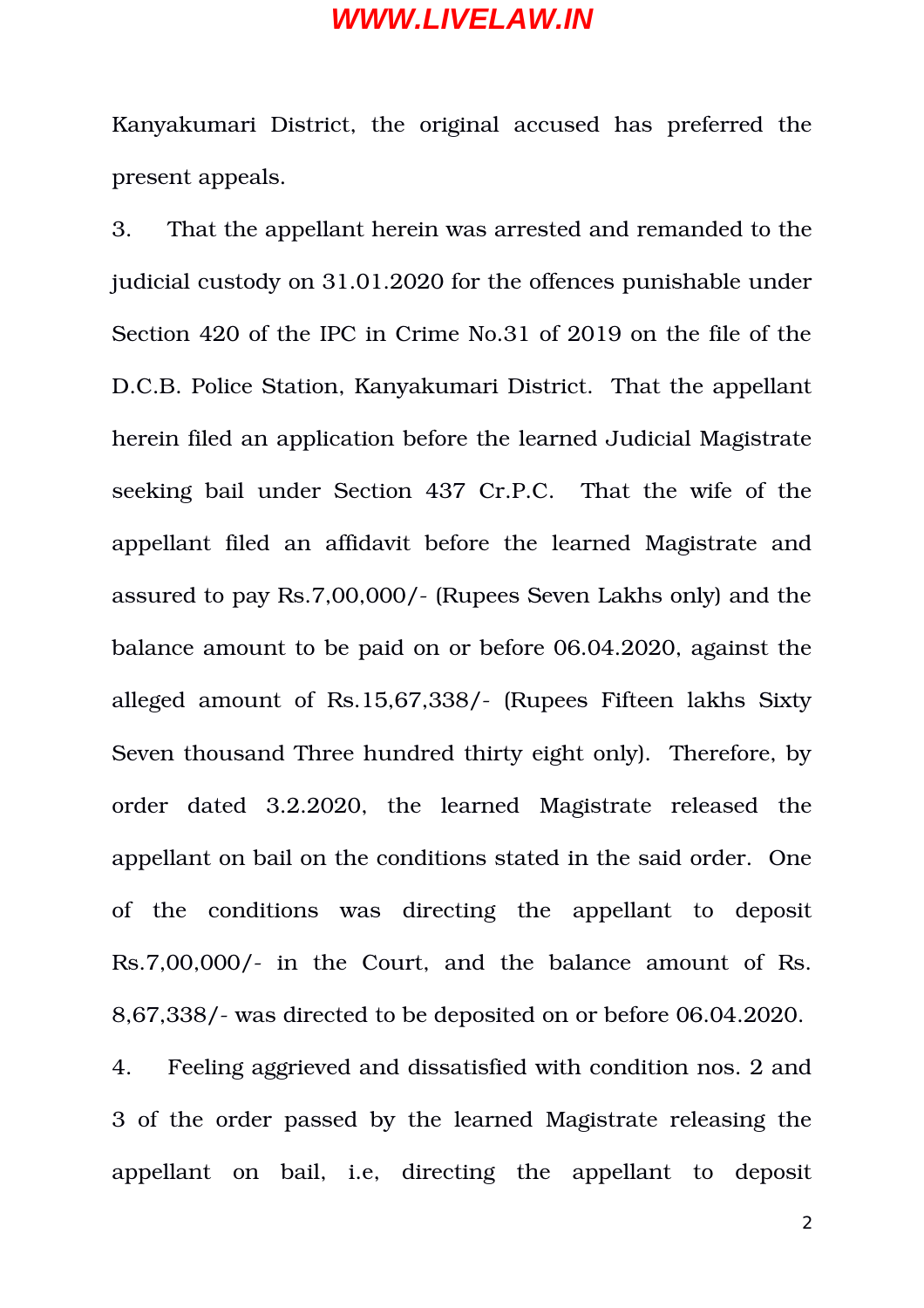Kanyakumari District, the original accused has preferred the present appeals.

3. That the appellant herein was arrested and remanded to the judicial custody on 31.01.2020 for the offences punishable under Section 420 of the IPC in Crime No.31 of 2019 on the file of the D.C.B. Police Station, Kanyakumari District. That the appellant herein filed an application before the learned Judicial Magistrate seeking bail under Section 437 Cr.P.C. That the wife of the appellant filed an affidavit before the learned Magistrate and assured to pay Rs.7,00,000/- (Rupees Seven Lakhs only) and the balance amount to be paid on or before 06.04.2020, against the alleged amount of Rs.15,67,338/- (Rupees Fifteen lakhs Sixty Seven thousand Three hundred thirty eight only). Therefore, by order dated 3.2.2020, the learned Magistrate released the appellant on bail on the conditions stated in the said order. One of the conditions was directing the appellant to deposit Rs.7,00,000/- in the Court, and the balance amount of Rs. 8,67,338/- was directed to be deposited on or before 06.04.2020.

4. Feeling aggrieved and dissatisfied with condition nos. 2 and 3 of the order passed by the learned Magistrate releasing the appellant on bail, i.e, directing the appellant to deposit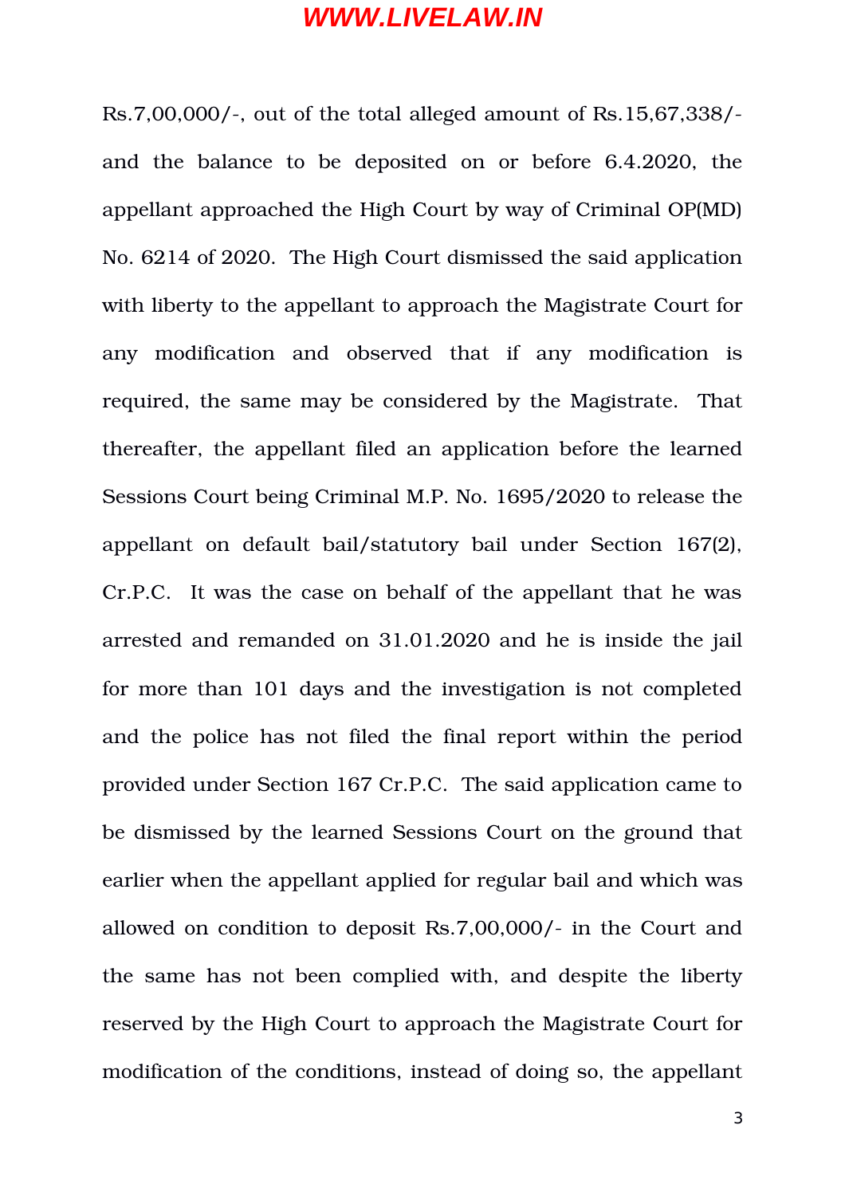Rs.7,00,000/-, out of the total alleged amount of Rs.15,67,338/- and the balance to be deposited on or before 6.4.2020, the appellant approached the High Court by way of Criminal OP(MD) No. 6214 of 2020. The High Court dismissed the said application with liberty to the appellant to approach the Magistrate Court for any modification and observed that if any modification is required, the same may be considered by the Magistrate. That thereafter, the appellant filed an application before the learned Sessions Court being Criminal M.P. No. 1695/2020 to release the appellant on default bail/statutory bail under Section 167(2), Cr.P.C. It was the case on behalf of the appellant that he was arrested and remanded on 31.01.2020 and he is inside the jail for more than 101 days and the investigation is not completed and the police has not filed the final report within the period provided under Section 167 Cr.P.C. The said application came to be dismissed by the learned Sessions Court on the ground that earlier when the appellant applied for regular bail and which was allowed on condition to deposit Rs.7,00,000/- in the Court and the same has not been complied with, and despite the liberty reserved by the High Court to approach the Magistrate Court for modification of the conditions, instead of doing so, the appellant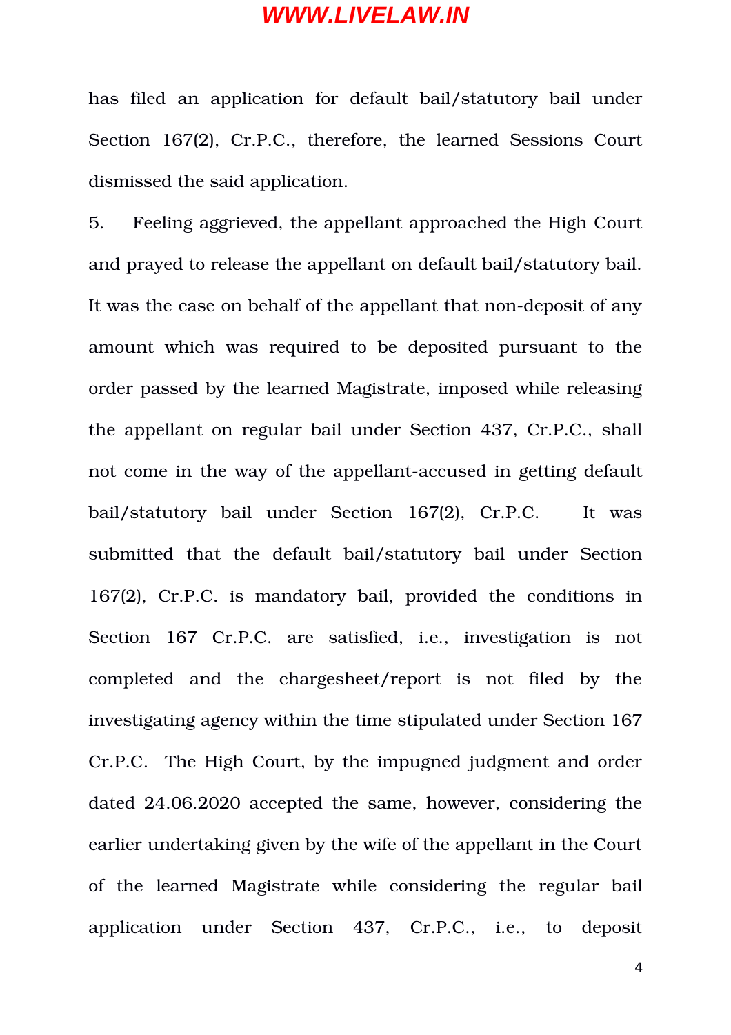has filed an application for default bail/statutory bail under Section 167(2), Cr.P.C., therefore, the learned Sessions Court dismissed the said application.

5. Feeling aggrieved, the appellant approached the High Court and prayed to release the appellant on default bail/statutory bail. It was the case on behalf of the appellant that non-deposit of any amount which was required to be deposited pursuant to the order passed by the learned Magistrate, imposed while releasing the appellant on regular bail under Section 437, Cr.P.C., shall not come in the way of the appellant-accused in getting default bail/statutory bail under Section 167(2), Cr.P.C. It was submitted that the default bail/statutory bail under Section 167(2), Cr.P.C. is mandatory bail, provided the conditions in Section 167 Cr.P.C. are satisfied, i.e., investigation is not completed and the chargesheet/report is not filed by the investigating agency within the time stipulated under Section 167 Cr.P.C. The High Court, by the impugned judgment and order dated 24.06.2020 accepted the same, however, considering the earlier undertaking given by the wife of the appellant in the Court of the learned Magistrate while considering the regular bail application under Section 437, Cr.P.C., i.e., to deposit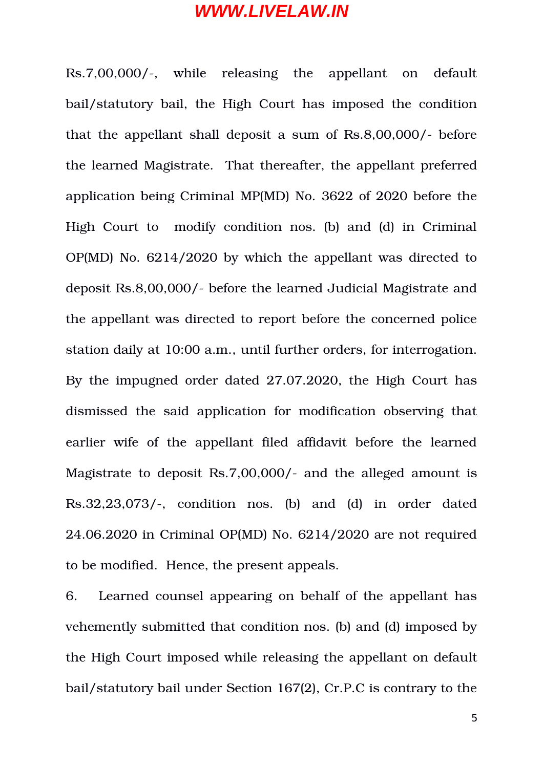Rs.7,00,000/-, while releasing the appellant on default bail/statutory bail, the High Court has imposed the condition that the appellant shall deposit a sum of Rs.8,00,000/- before the learned Magistrate. That thereafter, the appellant preferred application being Criminal MP(MD) No. 3622 of 2020 before the High Court to modify condition nos. (b) and (d) in Criminal OP(MD) No. 6214/2020 by which the appellant was directed to deposit Rs.8,00,000/- before the learned Judicial Magistrate and the appellant was directed to report before the concerned police station daily at 10:00 a.m., until further orders, for interrogation. By the impugned order dated 27.07.2020, the High Court has dismissed the said application for modification observing that earlier wife of the appellant filed affidavit before the learned Magistrate to deposit Rs.7,00,000/- and the alleged amount is Rs.32,23,073/-, condition nos. (b) and (d) in order dated 24.06.2020 in Criminal OP(MD) No. 6214/2020 are not required to be modified. Hence, the present appeals.

6. Learned counsel appearing on behalf of the appellant has vehemently submitted that condition nos. (b) and (d) imposed by the High Court imposed while releasing the appellant on default bail/statutory bail under Section 167(2), Cr.P.C is contrary to the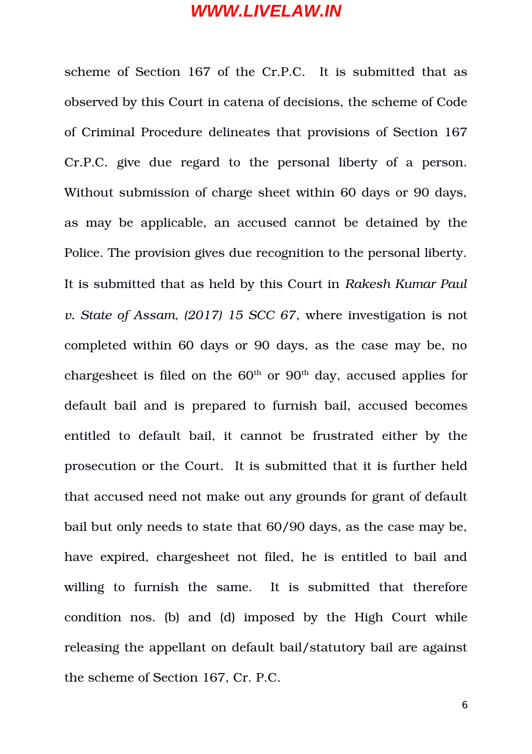scheme of Section 167 of the Cr.P.C. It is submitted that as observed by this Court in catena of decisions, the scheme of Code of Criminal Procedure delineates that provisions of Section 167 Cr.P.C. give due regard to the personal liberty of a person. Without submission of charge sheet within 60 days or 90 days, as may be applicable, an accused cannot be detained by the Police. The provision gives due recognition to the personal liberty. It is submitted that as held by this Court in *Rakesh Kumar Paul v. State of Assam, (2017) 15 SCC 67*, where investigation is not completed within 60 days or 90 days, as the case may be, no chargesheet is filed on the 60th or 90th day, accused applies for default bail and is prepared to furnish bail, accused becomes entitled to default bail, it cannot be frustrated either by the prosecution or the Court. It is submitted that it is further held that accused need not make out any grounds for grant of default bail but only needs to state that 60/90 days, as the case may be, have expired, chargesheet not filed, he is entitled to bail and willing to furnish the same. It is submitted that therefore condition nos. (b) and (d) imposed by the High Court while releasing the appellant on default bail/statutory bail are against the scheme of Section 167, Cr. P.C.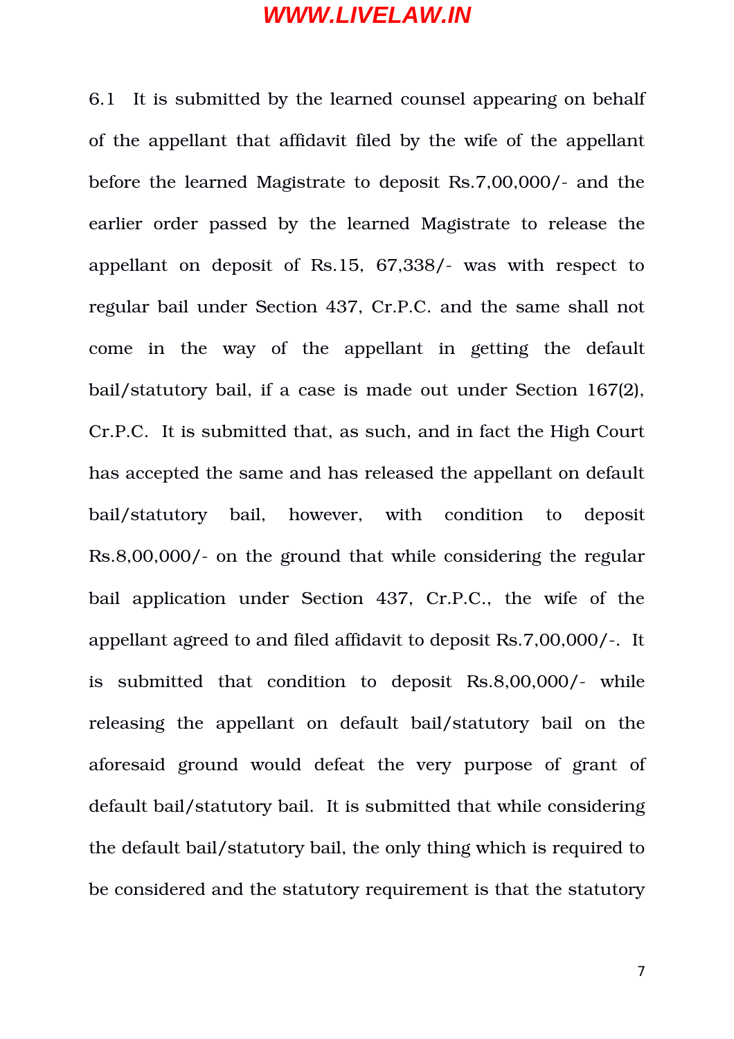6.1 It is submitted by the learned counsel appearing on behalf of the appellant that affidavit filed by the wife of the appellant before the learned Magistrate to deposit Rs.7,00,000/- and the earlier order passed by the learned Magistrate to release the appellant on deposit of Rs.15, 67,338/- was with respect to regular bail under Section 437, Cr.P.C. and the same shall not come in the way of the appellant in getting the default bail/statutory bail, if a case is made out under Section 167(2), Cr.P.C. It is submitted that, as such, and in fact the High Court has accepted the same and has released the appellant on default bail/statutory bail, however, with condition to deposit Rs.8,00,000/- on the ground that while considering the regular bail application under Section 437, Cr.P.C., the wife of the appellant agreed to and filed affidavit to deposit Rs.7,00,000/-. It is submitted that condition to deposit Rs.8,00,000/- while releasing the appellant on default bail/statutory bail on the aforesaid ground would defeat the very purpose of grant of default bail/statutory bail. It is submitted that while considering the default bail/statutory bail, the only thing which is required to be considered and the statutory requirement is that the statutory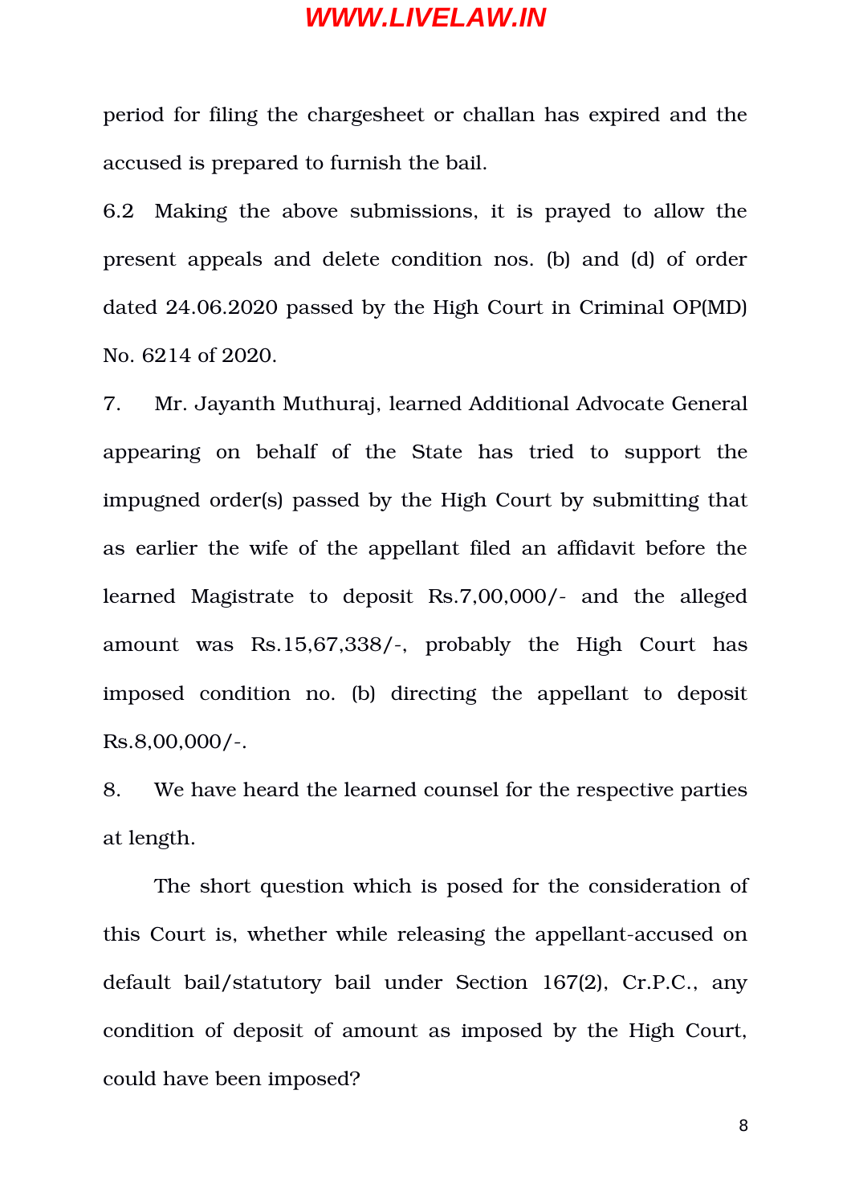period for filing the chargesheet or challan has expired and the accused is prepared to furnish the bail.

6.2 Making the above submissions, it is prayed to allow the present appeals and delete condition nos. (b) and (d) of order dated 24.06.2020 passed by the High Court in Criminal OP(MD) No. 6214 of 2020.

7. Mr. Jayanth Muthuraj, learned Additional Advocate General appearing on behalf of the State has tried to support the impugned order(s) passed by the High Court by submitting that as earlier the wife of the appellant filed an affidavit before the learned Magistrate to deposit Rs.7,00,000/- and the alleged amount was Rs.15,67,338/-, probably the High Court has imposed condition no. (b) directing the appellant to deposit Rs.8,00,000/-.

8. We have heard the learned counsel for the respective parties at length.

The short question which is posed for the consideration of this Court is, whether while releasing the appellant-accused on default bail/statutory bail under Section 167(2), Cr.P.C., any condition of deposit of amount as imposed by the High Court, could have been imposed?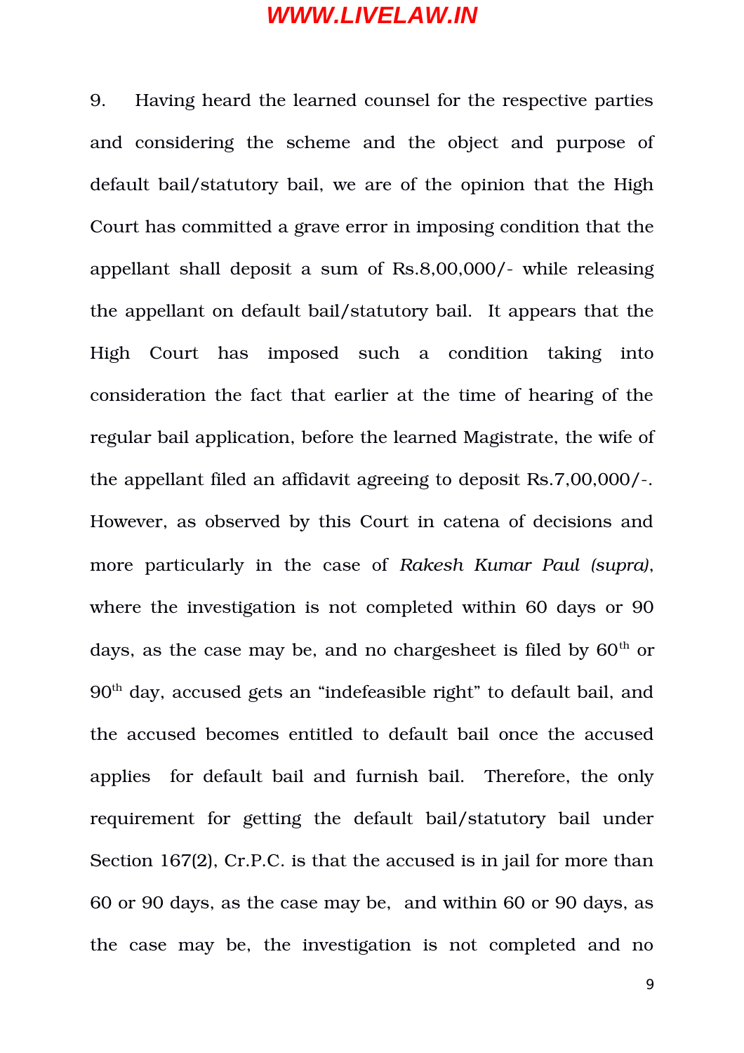9. Having heard the learned counsel for the respective parties and considering the scheme and the object and purpose of default bail/statutory bail, we are of the opinion that the High Court has committed a grave error in imposing condition that the appellant shall deposit a sum of Rs.8,00,000/- while releasing the appellant on default bail/statutory bail. It appears that the High Court has imposed such a condition taking into consideration the fact that earlier at the time of hearing of the regular bail application, before the learned Magistrate, the wife of the appellant filed an affidavit agreeing to deposit Rs.7,00,000/-. However, as observed by this Court in catena of decisions and more particularly in the case of *Rakesh Kumar Paul (supra)*, where the investigation is not completed within 60 days or 90 days, as the case may be, and no chargesheet is filed by 60th or 90th day, accused gets an "indefeasible right" to default bail, and the accused becomes entitled to default bail once the accused applies for default bail and furnish bail. Therefore, the only requirement for getting the default bail/statutory bail under Section 167(2), Cr.P.C. is that the accused is in jail for more than 60 or 90 days, as the case may be, and within 60 or 90 days, as the case may be, the investigation is not completed and no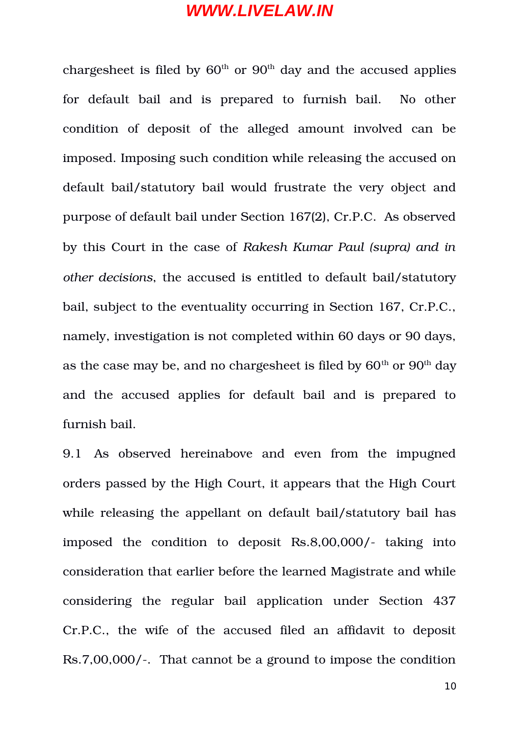chargesheet is filed by 60$^{th}$ or 90$^{th}$ day and the accused applies for default bail and is prepared to furnish bail. No other condition of deposit of the alleged amount involved can be imposed. Imposing such condition while releasing the accused on default bail/statutory bail would frustrate the very object and purpose of default bail under Section 167(2), Cr.P.C. As observed by this Court in the case of *Rakesh Kumar Paul (supra) and in other decisions*, the accused is entitled to default bail/statutory bail, subject to the eventuality occurring in Section 167, Cr.P.C., namely, investigation is not completed within 60 days or 90 days, as the case may be, and no chargesheet is filed by 60$^{th}$ or 90$^{th}$ day and the accused applies for default bail and is prepared to furnish bail.

9.1 As observed hereinabove and even from the impugned orders passed by the High Court, it appears that the High Court while releasing the appellant on default bail/statutory bail has imposed the condition to deposit Rs.8,00,000/- taking into consideration that earlier before the learned Magistrate and while considering the regular bail application under Section 437 Cr.P.C., the wife of the accused filed an affidavit to deposit Rs.7,00,000/-. That cannot be a ground to impose the condition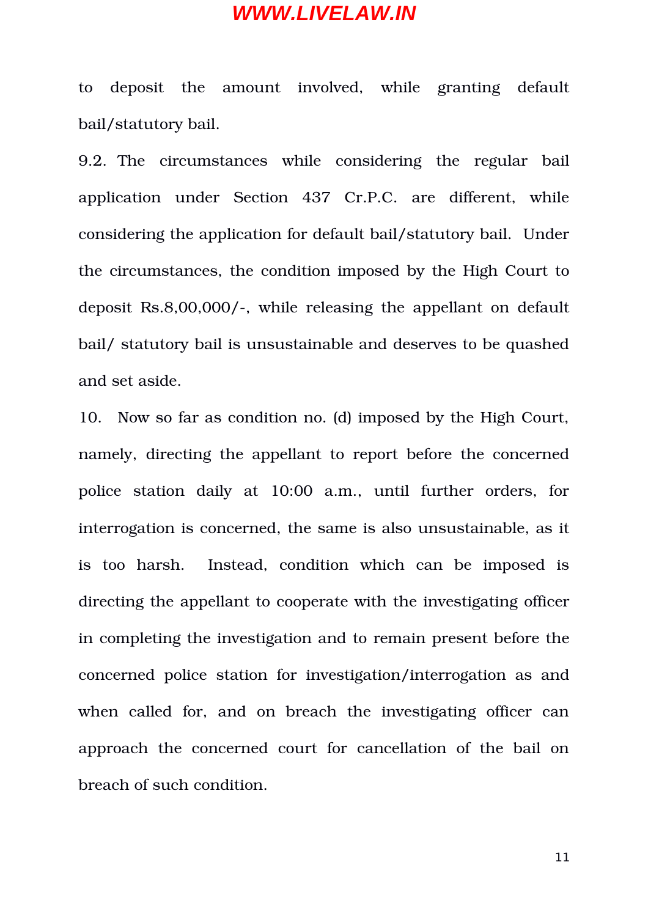to deposit the amount involved, while granting default bail/statutory bail.

9.2. The circumstances while considering the regular bail application under Section 437 Cr.P.C. are different, while considering the application for default bail/statutory bail. Under the circumstances, the condition imposed by the High Court to deposit Rs.8,00,000/-, while releasing the appellant on default bail/ statutory bail is unsustainable and deserves to be quashed and set aside.

10. Now so far as condition no. (d) imposed by the High Court, namely, directing the appellant to report before the concerned police station daily at 10:00 a.m., until further orders, for interrogation is concerned, the same is also unsustainable, as it is too harsh. Instead, condition which can be imposed is directing the appellant to cooperate with the investigating officer in completing the investigation and to remain present before the concerned police station for investigation/interrogation as and when called for, and on breach the investigating officer can approach the concerned court for cancellation of the bail on breach of such condition.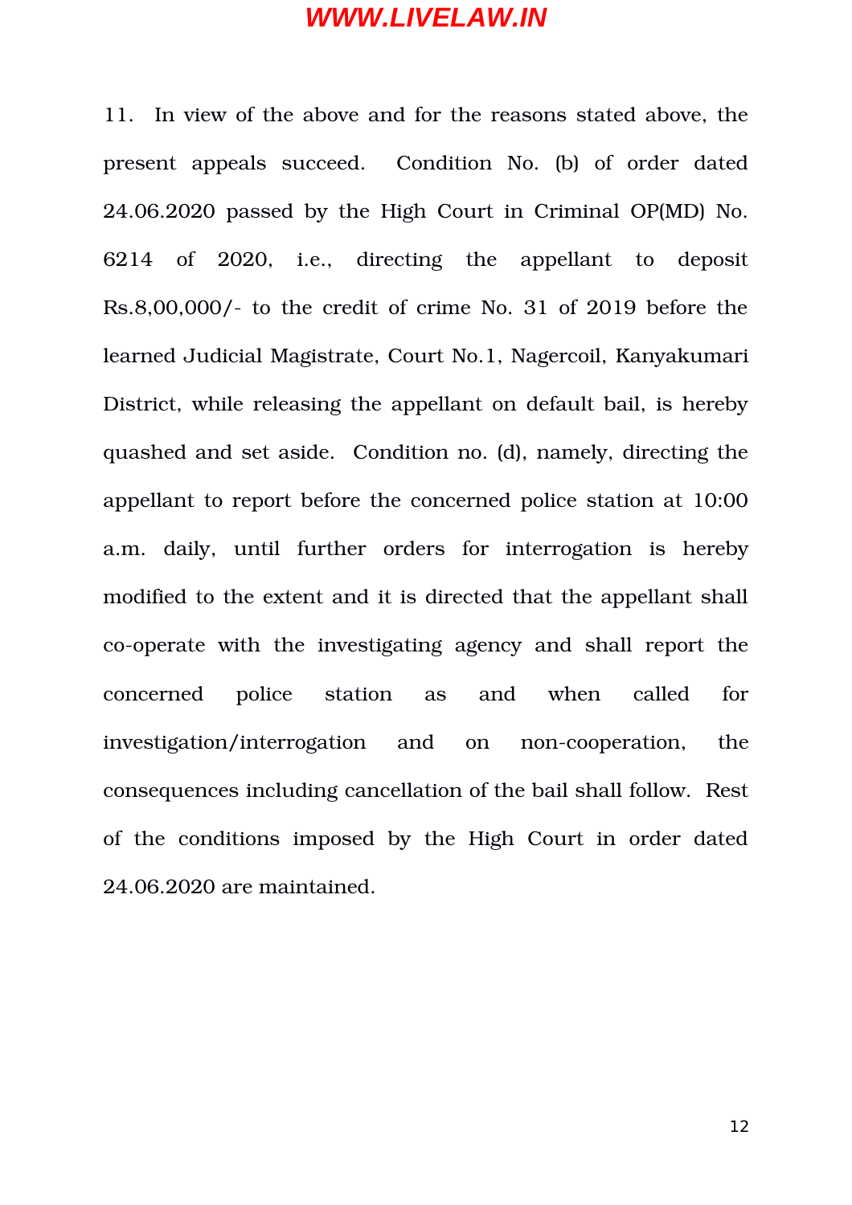11. In view of the above and for the reasons stated above, the present appeals succeed. Condition No. (b) of order dated 24.06.2020 passed by the High Court in Criminal OP(MD) No. 6214 of 2020, i.e., directing the appellant to deposit Rs.8,00,000/- to the credit of crime No. 31 of 2019 before the learned Judicial Magistrate, Court No.1, Nagercoil, Kanyakumari District, while releasing the appellant on default bail, is hereby quashed and set aside. Condition no. (d), namely, directing the appellant to report before the concerned police station at 10:00 a.m. daily, until further orders for interrogation is hereby modified to the extent and it is directed that the appellant shall co-operate with the investigating agency and shall report the concerned police station as and when called for investigation/interrogation and on non-cooperation, the consequences including cancellation of the bail shall follow. Rest of the conditions imposed by the High Court in order dated 24.06.2020 are maintained.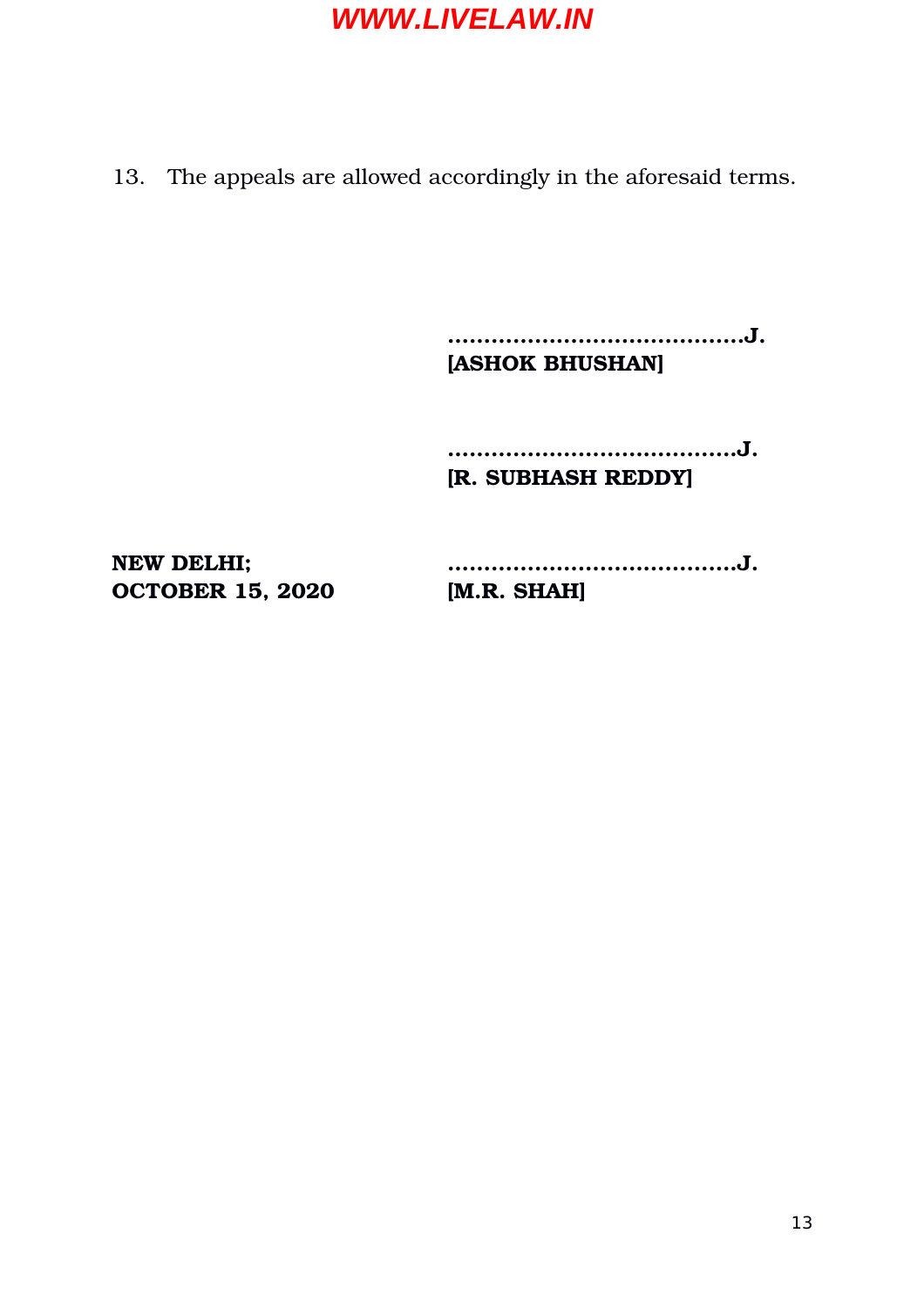13. The appeals are allowed accordingly in the aforesaid terms.

**……………………………………J.**
**[ASHOK BHUSHAN]**

**……………………………………J.**
**[R. SUBHASH REDDY]**

**NEW DELHI;**
**OCTOBER 15, 2020**

**……………………………………J.**
**[M.R. SHAH]**